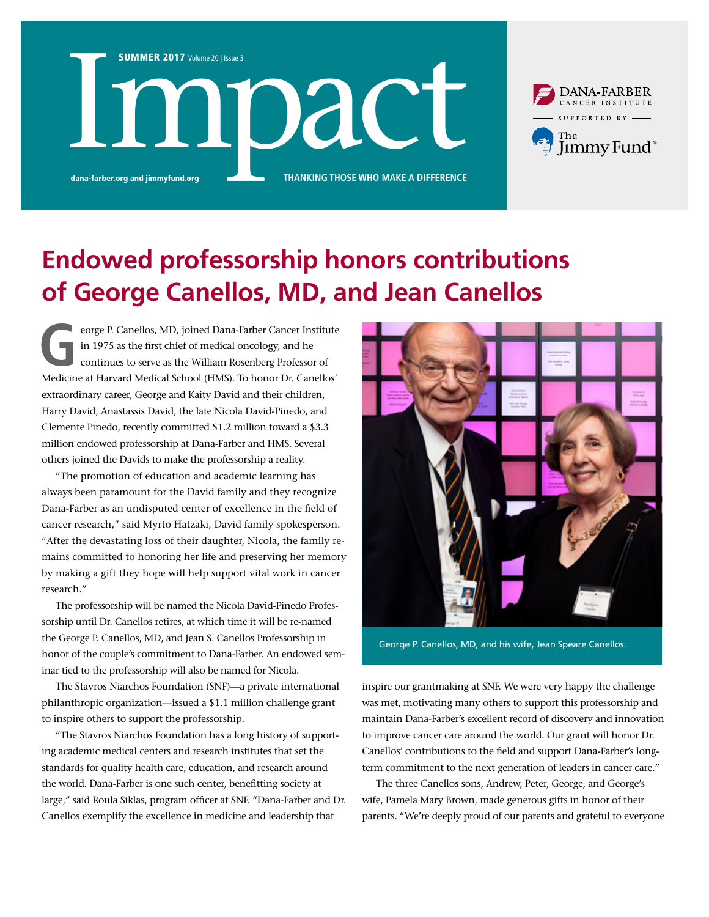# Impact

**SUMMER 2017** Volume 20 | Issue 3

dana-farber.org and jimmyfund.org

THANKING THOSE WHO MAKE A DIFFERENCE

DANA-FARBER CANCER INSTITUTE

SUPPORTED BY

The Jimmy Fund®

## Endowed professorship honors contributions of George Canellos, MD, and Jean Canellos

George P. Canellos, MD, joined Dana-Farber Cancer Institute in 1975 as the first chief of medical oncology, and he continues to serve as the William Rosenberg Professor of Medicine at Harvard Medical School (HMS). To honor Dr. Canellos' extraordinary career, George and Kaity David and their children, Harry David, Anastassis David, the late Nicola David-Pinedo, and Clemente Pinedo, recently committed $1.2 million toward a $3.3 million endowed professorship at Dana-Farber and HMS. Several others joined the Davids to make the professorship a reality.

"The promotion of education and academic learning has always been paramount for the David family and they recognize Dana-Farber as an undisputed center of excellence in the field of cancer research," said Myrto Hatzaki, David family spokesperson. "After the devastating loss of their daughter, Nicola, the family remains committed to honoring her life and preserving her memory by making a gift they hope will help support vital work in cancer research."

The professorship will be named the Nicola David-Pinedo Professorship until Dr. Canellos retires, at which time it will be re-named the George P. Canellos, MD, and Jean S. Canellos Professorship in honor of the couple's commitment to Dana-Farber. An endowed seminar tied to the professorship will also be named for Nicola.

The Stavros Niarchos Foundation (SNF)—a private international philanthropic organization—issued a $1.1 million challenge grant to inspire others to support the professorship.

"The Stavros Niarchos Foundation has a long history of supporting academic medical centers and research institutes that set the standards for quality health care, education, and research around the world. Dana-Farber is one such center, benefitting society at large," said Roula Siklas, program officer at SNF. "Dana-Farber and Dr. Canellos exemplify the excellence in medicine and leadership that inspire our grantmaking at SNF. We were very happy the challenge was met, motivating many others to support this professorship and maintain Dana-Farber's excellent record of discovery and innovation to improve cancer care around the world. Our grant will honor Dr. Canellos' contributions to the field and support Dana-Farber's long-term commitment to the next generation of leaders in cancer care."

George P. Canellos, MD, and his wife, Jean Speare Canellos.

The three Canellos sons, Andrew, Peter, George, and George's wife, Pamela Mary Brown, made generous gifts in honor of their parents. "We're deeply proud of our parents and grateful to everyone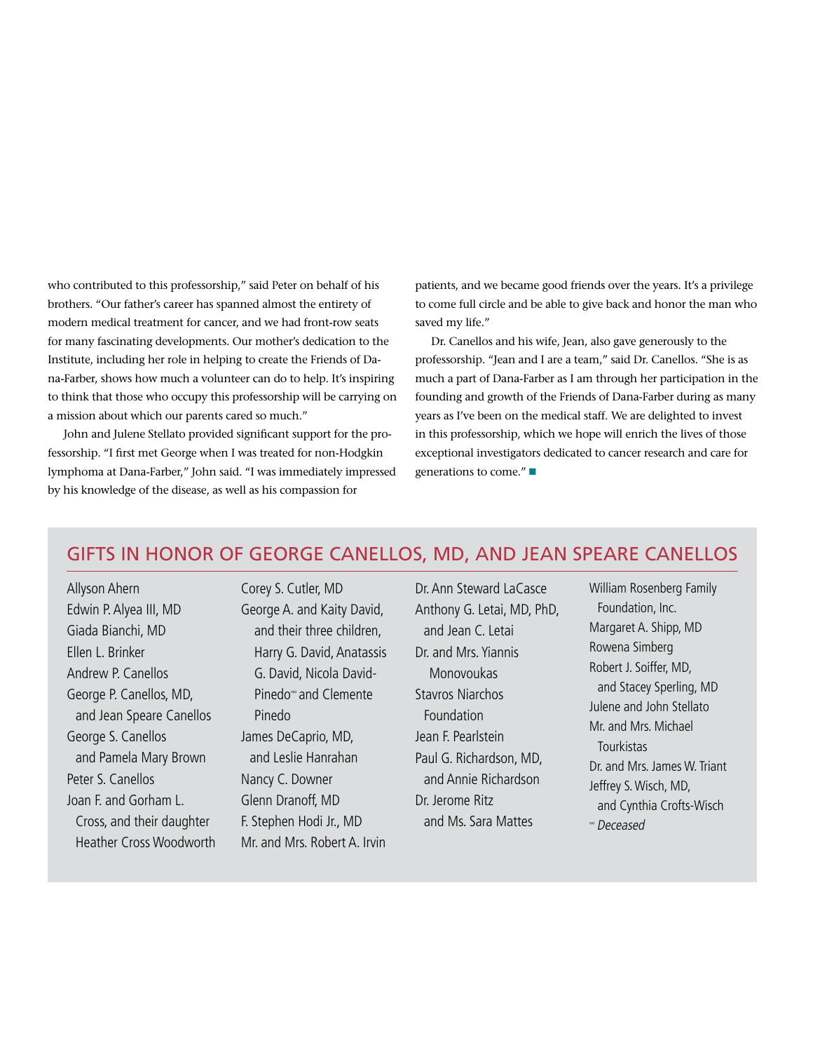who contributed to this professorship," said Peter on behalf of his brothers. "Our father's career has spanned almost the entirety of modern medical treatment for cancer, and we had front-row seats for many fascinating developments. Our mother's dedication to the Institute, including her role in helping to create the Friends of Dana-Farber, shows how much a volunteer can do to help. It's inspiring to think that those who occupy this professorship will be carrying on a mission about which our parents cared so much."

John and Julene Stellato provided significant support for the professorship. "I first met George when I was treated for non-Hodgkin lymphoma at Dana-Farber," John said. "I was immediately impressed by his knowledge of the disease, as well as his compassion for patients, and we became good friends over the years. It's a privilege to come full circle and be able to give back and honor the man who saved my life."

Dr. Canellos and his wife, Jean, also gave generously to the professorship. "Jean and I are a team," said Dr. Canellos. "She is as much a part of Dana-Farber as I am through her participation in the founding and growth of the Friends of Dana-Farber during as many years as I've been on the medical staff. We are delighted to invest in this professorship, which we hope will enrich the lives of those exceptional investigators dedicated to cancer research and care for generations to come." ■

## GIFTS IN HONOR OF GEORGE CANELLOS, MD, AND JEAN SPEARE CANELLOS

Allyson Ahern
Edwin P. Alyea III, MD
Giada Bianchi, MD
Ellen L. Brinker
Andrew P. Canellos
George P. Canellos, MD, and Jean Speare Canellos
George S. Canellos and Pamela Mary Brown
Peter S. Canellos
Joan F. and Gorham L. Cross, and their daughter Heather Cross Woodworth
Corey S. Cutler, MD
George A. and Kaity David, and their three children, Harry G. David, Anatassis G. David, Nicola David-Pinedo∞ and Clemente Pinedo
James DeCaprio, MD, and Leslie Hanrahan
Nancy C. Downer
Glenn Dranoff, MD
F. Stephen Hodi Jr., MD
Mr. and Mrs. Robert A. Irvin
Dr. Ann Steward LaCasce
Anthony G. Letai, MD, PhD, and Jean C. Letai
Dr. and Mrs. Yiannis Monovoukas
Stavros Niarchos Foundation
Jean F. Pearlstein
Paul G. Richardson, MD, and Annie Richardson
Dr. Jerome Ritz and Ms. Sara Mattes
William Rosenberg Family Foundation, Inc.
Margaret A. Shipp, MD
Rowena Simberg
Robert J. Soiffer, MD, and Stacey Sperling, MD
Julene and John Stellato
Mr. and Mrs. Michael Tourkistas
Dr. and Mrs. James W. Triant
Jeffrey S. Wisch, MD, and Cynthia Crofts-Wisch

∞ *Deceased*